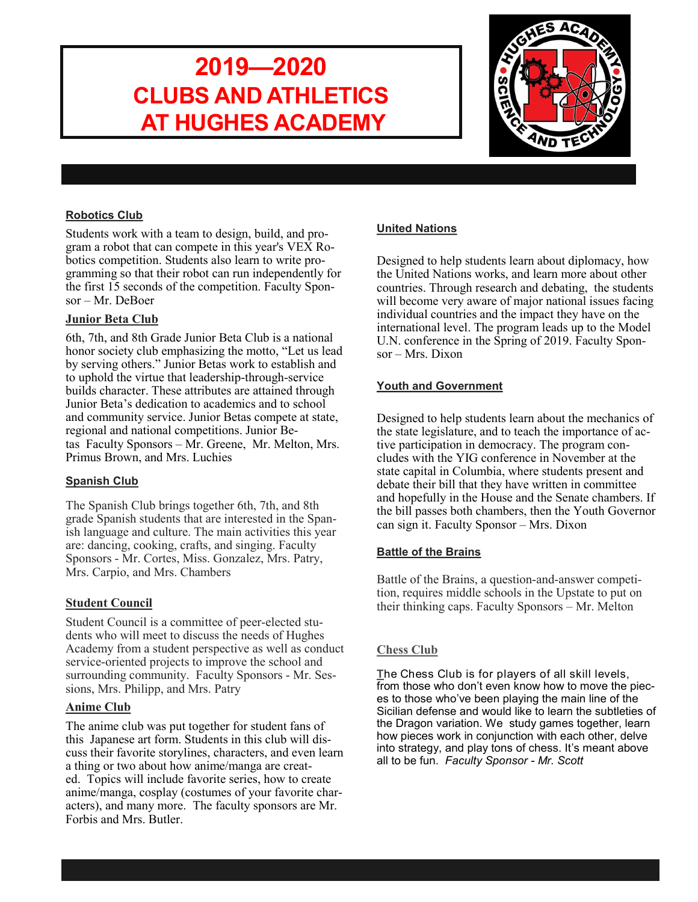# 2019—2020 CLUBS AND ATHLETICS AT HUGHES ACADEMY

### Robotics Club

Students work with a team to design, build, and program a robot that can compete in this year's VEX Robotics competition. Students also learn to write programming so that their robot can run independently for the first 15 seconds of the competition. Faculty Sponsor – Mr. DeBoer

### Junior Beta Club

6th, 7th, and 8th Grade Junior Beta Club is a national honor society club emphasizing the motto, "Let us lead by serving others." Junior Betas work to establish and to uphold the virtue that leadership-through-service builds character. These attributes are attained through Junior Beta's dedication to academics and to school and community service. Junior Betas compete at state, regional and national competitions. Junior Betas Faculty Sponsors – Mr. Greene, Mr. Melton, Mrs. Primus Brown, and Mrs. Luchies

### Spanish Club

The Spanish Club brings together 6th, 7th, and 8th grade Spanish students that are interested in the Spanish language and culture. The main activities this year are: dancing, cooking, crafts, and singing. Faculty Sponsors - Mr. Cortes, Miss. Gonzalez, Mrs. Patry, Mrs. Carpio, and Mrs. Chambers

### Student Council

Student Council is a committee of peer-elected students who will meet to discuss the needs of Hughes Academy from a student perspective as well as conduct service-oriented projects to improve the school and surrounding community. Faculty Sponsors - Mr. Sessions, Mrs. Philipp, and Mrs. Patry

### Anime Club

The anime club was put together for student fans of this Japanese art form. Students in this club will discuss their favorite storylines, characters, and even learn a thing or two about how anime/manga are created. Topics will include favorite series, how to create anime/manga, cosplay (costumes of your favorite characters), and many more. The faculty sponsors are Mr. Forbis and Mrs. Butler.

### United Nations

Designed to help students learn about diplomacy, how the United Nations works, and learn more about other countries. Through research and debating, the students will become very aware of major national issues facing individual countries and the impact they have on the international level. The program leads up to the Model U.N. conference in the Spring of 2019. Faculty Sponsor – Mrs. Dixon

### Youth and Government

Designed to help students learn about the mechanics of the state legislature, and to teach the importance of active participation in democracy. The program concludes with the YIG conference in November at the state capital in Columbia, where students present and debate their bill that they have written in committee and hopefully in the House and the Senate chambers. If the bill passes both chambers, then the Youth Governor can sign it. Faculty Sponsor – Mrs. Dixon

### Battle of the Brains

Battle of the Brains, a question-and-answer competition, requires middle schools in the Upstate to put on their thinking caps. Faculty Sponsors – Mr. Melton

### Chess Club

The Chess Club is for players of all skill levels, from those who don't even know how to move the pieces to those who've been playing the main line of the Sicilian defense and would like to learn the subtleties of the Dragon variation. We study games together, learn how pieces work in conjunction with each other, delve into strategy, and play tons of chess. It's meant above all to be fun. *Faculty Sponsor - Mr. Scott*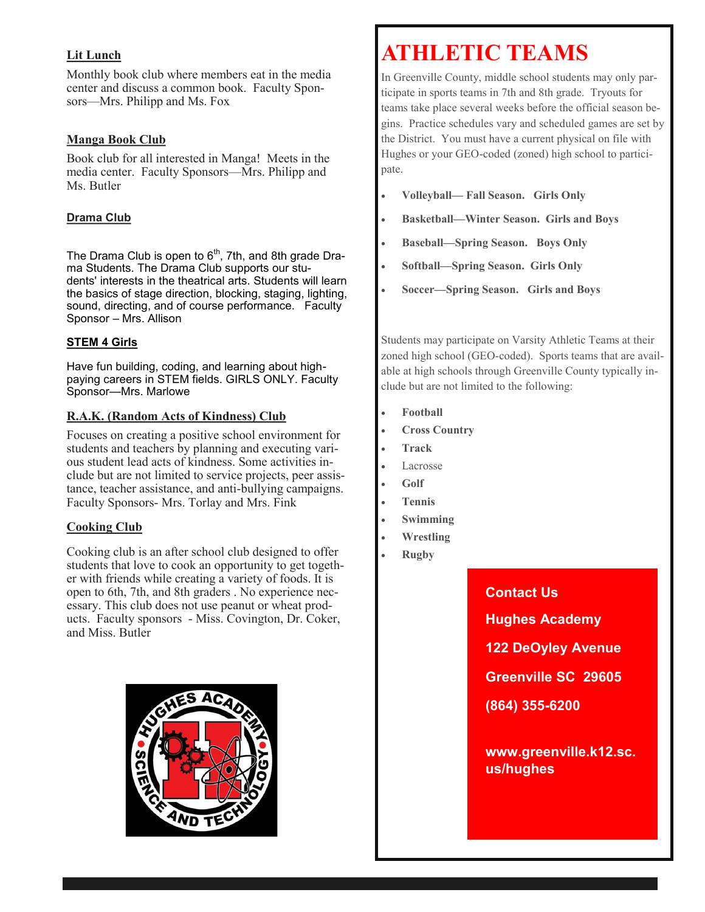### Lit Lunch

Monthly book club where members eat in the media center and discuss a common book. Faculty Sponsors—Mrs. Philipp and Ms. Fox

### Manga Book Club

Book club for all interested in Manga! Meets in the media center. Faculty Sponsors—Mrs. Philipp and Ms. Butler

### Drama Club

The Drama Club is open to 6th, 7th, and 8th grade Drama Students. The Drama Club supports our students' interests in the theatrical arts. Students will learn the basics of stage direction, blocking, staging, lighting, sound, directing, and of course performance. Faculty Sponsor – Mrs. Allison

### STEM 4 Girls

Have fun building, coding, and learning about high-paying careers in STEM fields. GIRLS ONLY. Faculty Sponsor—Mrs. Marlowe

### R.A.K. (Random Acts of Kindness) Club

Focuses on creating a positive school environment for students and teachers by planning and executing various student lead acts of kindness. Some activities include but are not limited to service projects, peer assistance, teacher assistance, and anti-bullying campaigns. Faculty Sponsors- Mrs. Torlay and Mrs. Fink

### Cooking Club

Cooking club is an after school club designed to offer students that love to cook an opportunity to get together with friends while creating a variety of foods. It is open to 6th, 7th, and 8th graders . No experience necessary. This club does not use peanut or wheat products. Faculty sponsors - Miss. Covington, Dr. Coker, and Miss. Butler

# ATHLETIC TEAMS

In Greenville County, middle school students may only participate in sports teams in 7th and 8th grade. Tryouts for teams take place several weeks before the official season begins. Practice schedules vary and scheduled games are set by the District. You must have a current physical on file with Hughes or your GEO-coded (zoned) high school to participate.

- **Volleyball— Fall Season. Girls Only**
- **Basketball—Winter Season. Girls and Boys**
- **Baseball—Spring Season. Boys Only**
- **Softball—Spring Season. Girls Only**
- **Soccer—Spring Season. Girls and Boys**

Students may participate on Varsity Athletic Teams at their zoned high school (GEO-coded). Sports teams that are available at high schools through Greenville County typically include but are not limited to the following:

- **Football**
- **Cross Country**
- **Track**
- Lacrosse
- **Golf**
- **Tennis**
- **Swimming**
- **Wrestling**
- **Rugby**

**Contact Us**

**Hughes Academy**

**122 DeOyley Avenue**

**Greenville SC 29605**

**(864) 355-6200**

**www.greenville.k12.sc.us/hughes**